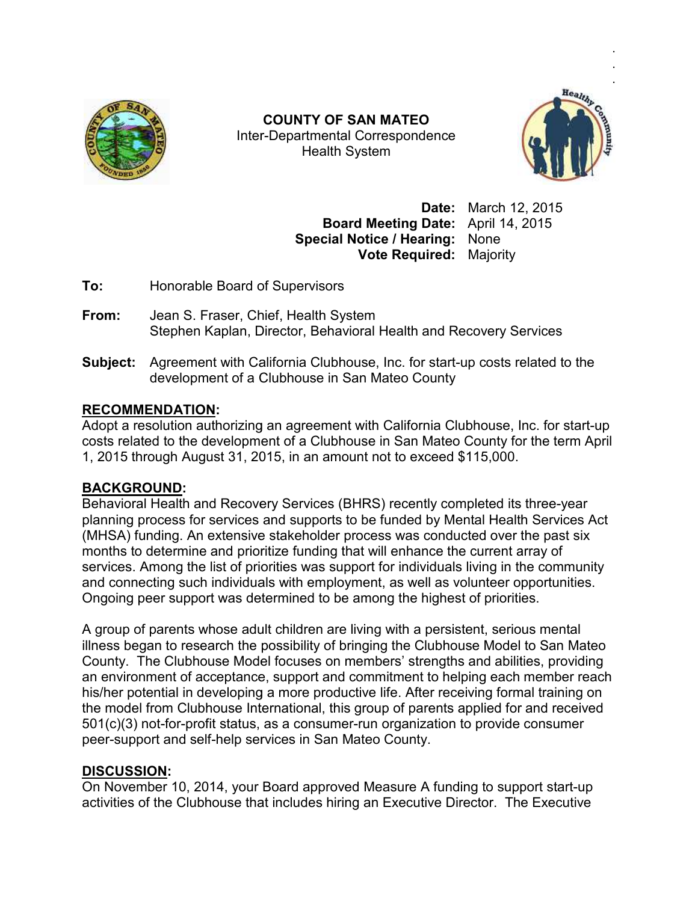**COUNTY OF SAN MATEO**
Inter-Departmental Correspondence
Health System

**Date:** March 12, 2015
**Board Meeting Date:** April 14, 2015
**Special Notice / Hearing:** None
**Vote Required:** Majority

**To:** Honorable Board of Supervisors

**From:** Jean S. Fraser, Chief, Health System
Stephen Kaplan, Director, Behavioral Health and Recovery Services

**Subject:** Agreement with California Clubhouse, Inc. for start-up costs related to the development of a Clubhouse in San Mateo County

## RECOMMENDATION:

Adopt a resolution authorizing an agreement with California Clubhouse, Inc. for start-up costs related to the development of a Clubhouse in San Mateo County for the term April 1, 2015 through August 31, 2015, in an amount not to exceed $115,000.

## BACKGROUND:

Behavioral Health and Recovery Services (BHRS) recently completed its three-year planning process for services and supports to be funded by Mental Health Services Act (MHSA) funding. An extensive stakeholder process was conducted over the past six months to determine and prioritize funding that will enhance the current array of services. Among the list of priorities was support for individuals living in the community and connecting such individuals with employment, as well as volunteer opportunities. Ongoing peer support was determined to be among the highest of priorities.

A group of parents whose adult children are living with a persistent, serious mental illness began to research the possibility of bringing the Clubhouse Model to San Mateo County. The Clubhouse Model focuses on members' strengths and abilities, providing an environment of acceptance, support and commitment to helping each member reach his/her potential in developing a more productive life. After receiving formal training on the model from Clubhouse International, this group of parents applied for and received 501(c)(3) not-for-profit status, as a consumer-run organization to provide consumer peer-support and self-help services in San Mateo County.

## DISCUSSION:

On November 10, 2014, your Board approved Measure A funding to support start-up activities of the Clubhouse that includes hiring an Executive Director. The Executive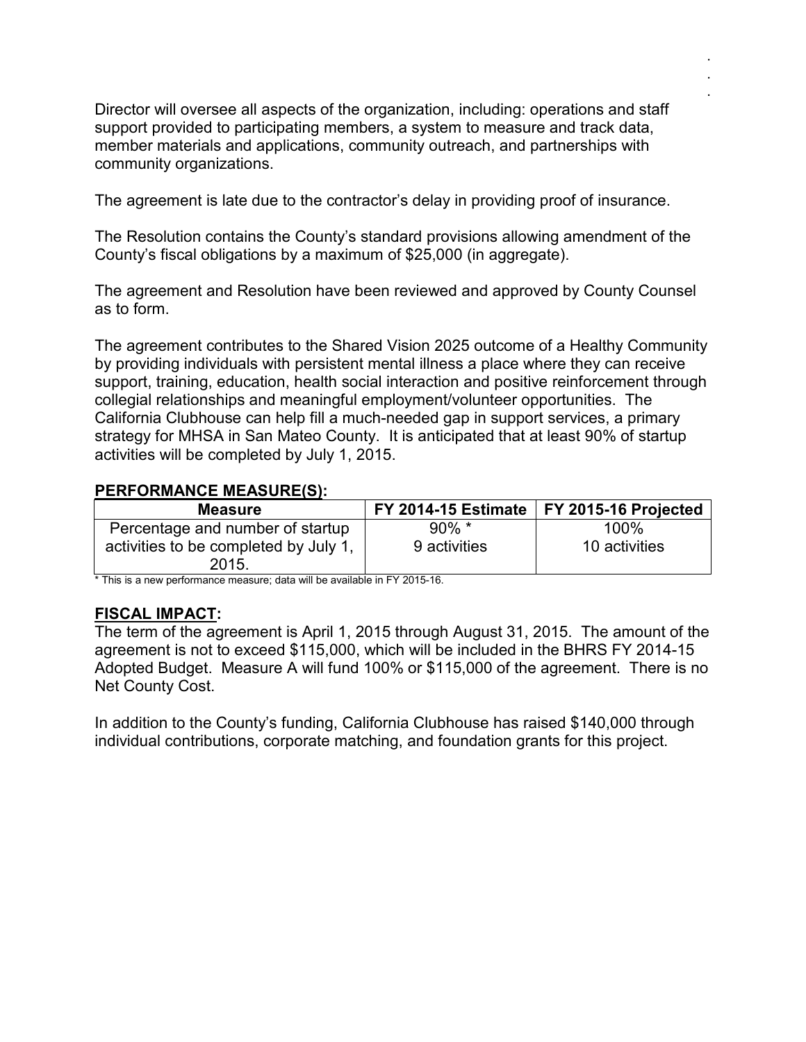Director will oversee all aspects of the organization, including: operations and staff support provided to participating members, a system to measure and track data, member materials and applications, community outreach, and partnerships with community organizations.

The agreement is late due to the contractor's delay in providing proof of insurance.

The Resolution contains the County's standard provisions allowing amendment of the County's fiscal obligations by a maximum of $25,000 (in aggregate).

The agreement and Resolution have been reviewed and approved by County Counsel as to form.

The agreement contributes to the Shared Vision 2025 outcome of a Healthy Community by providing individuals with persistent mental illness a place where they can receive support, training, education, health social interaction and positive reinforcement through collegial relationships and meaningful employment/volunteer opportunities. The California Clubhouse can help fill a much-needed gap in support services, a primary strategy for MHSA in San Mateo County. It is anticipated that at least 90% of startup activities will be completed by July 1, 2015.

**PERFORMANCE MEASURE(S):**

| Measure | FY 2014-15 Estimate | FY 2015-16 Projected |
| --- | --- | --- |
| Percentage and number of startup activities to be completed by July 1, 2015. | 90% *<br>9 activities | 100%<br>10 activities |

\* This is a new performance measure; data will be available in FY 2015-16.

**FISCAL IMPACT:**

The term of the agreement is April 1, 2015 through August 31, 2015. The amount of the agreement is not to exceed $115,000, which will be included in the BHRS FY 2014-15 Adopted Budget. Measure A will fund 100% or $115,000 of the agreement. There is no Net County Cost.

In addition to the County's funding, California Clubhouse has raised $140,000 through individual contributions, corporate matching, and foundation grants for this project.